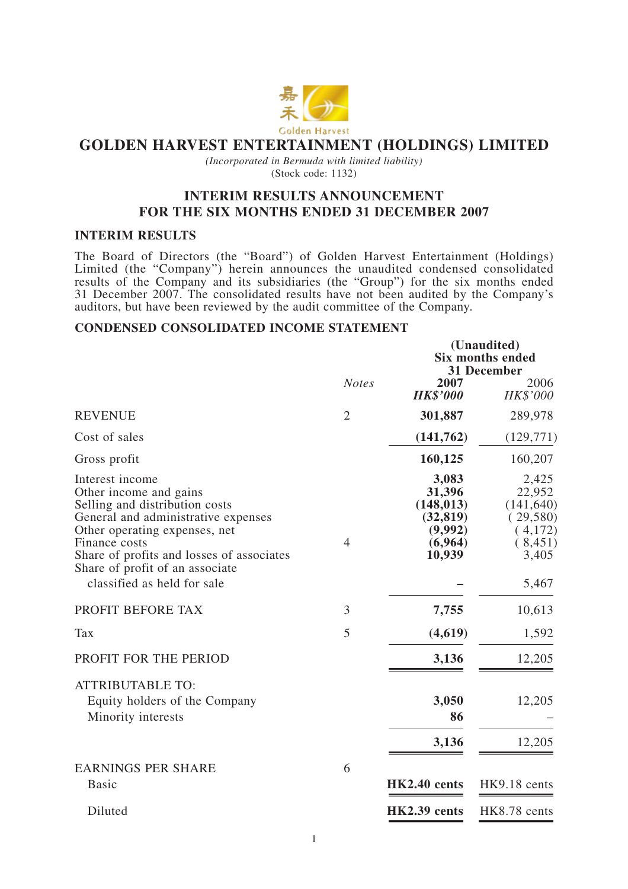# GOLDEN HARVEST ENTERTAINMENT (HOLDINGS) LIMITED

*(Incorporated in Bermuda with limited liability)*
(Stock code: 1132)

## INTERIM RESULTS ANNOUNCEMENT FOR THE SIX MONTHS ENDED 31 DECEMBER 2007

### INTERIM RESULTS

The Board of Directors (the "Board") of Golden Harvest Entertainment (Holdings) Limited (the "Company") herein announces the unaudited condensed consolidated results of the Company and its subsidiaries (the "Group") for the six months ended 31 December 2007. The consolidated results have not been audited by the Company's auditors, but have been reviewed by the audit committee of the Company.

### CONDENSED CONSOLIDATED INCOME STATEMENT

| | *Notes* | **(Unaudited) Six months ended 31 December 2007** ***HK$'000*** | 2006 *HK$'000* |
|---|---|---|---|
| REVENUE | 2 | **301,887** | 289,978 |
| Cost of sales | | **(141,762)** | (129,771) |
| Gross profit | | **160,125** | 160,207 |
| Interest income | | **3,083** | 2,425 |
| Other income and gains | | **31,396** | 22,952 |
| Selling and distribution costs | | **(148,013)** | (141,640) |
| General and administrative expenses | | **(32,819)** | (29,580) |
| Other operating expenses, net | | **(9,992)** | (4,172) |
| Finance costs | 4 | **(6,964)** | (8,451) |
| Share of profits and losses of associates | | **10,939** | 3,405 |
| Share of profit of an associate classified as held for sale | | **–** | 5,467 |
| PROFIT BEFORE TAX | 3 | **7,755** | 10,613 |
| Tax | 5 | **(4,619)** | 1,592 |
| PROFIT FOR THE PERIOD | | **3,136** | 12,205 |
| ATTRIBUTABLE TO: | | | |
| Equity holders of the Company | | **3,050** | 12,205 |
| Minority interests | | **86** | – |
| | | **3,136** | 12,205 |
| EARNINGS PER SHARE | 6 | | |
| Basic | | **HK2.40 cents** | HK9.18 cents |
| Diluted | | **HK2.39 cents** | HK8.78 cents |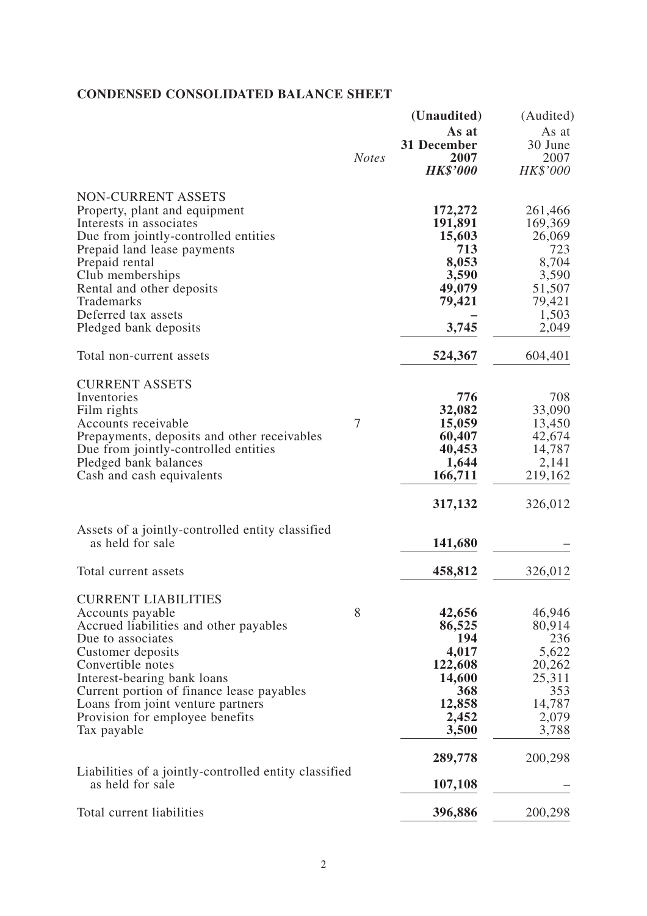## CONDENSED CONSOLIDATED BALANCE SHEET

| | *Notes* | **(Unaudited) As at 31 December 2007** ***HK$'000*** | (Audited) As at 30 June 2007 *HK$'000* |
|---|---|---|---|
| NON-CURRENT ASSETS | | | |
| Property, plant and equipment | | **172,272** | 261,466 |
| Interests in associates | | **191,891** | 169,369 |
| Due from jointly-controlled entities | | **15,603** | 26,069 |
| Prepaid land lease payments | | **713** | 723 |
| Prepaid rental | | **8,053** | 8,704 |
| Club memberships | | **3,590** | 3,590 |
| Rental and other deposits | | **49,079** | 51,507 |
| Trademarks | | **79,421** | 79,421 |
| Deferred tax assets | | **–** | 1,503 |
| Pledged bank deposits | | **3,745** | 2,049 |
| Total non-current assets | | **524,367** | 604,401 |
| CURRENT ASSETS | | | |
| Inventories | | **776** | 708 |
| Film rights | | **32,082** | 33,090 |
| Accounts receivable | 7 | **15,059** | 13,450 |
| Prepayments, deposits and other receivables | | **60,407** | 42,674 |
| Due from jointly-controlled entities | | **40,453** | 14,787 |
| Pledged bank balances | | **1,644** | 2,141 |
| Cash and cash equivalents | | **166,711** | 219,162 |
| | | **317,132** | 326,012 |
| Assets of a jointly-controlled entity classified as held for sale | | **141,680** | – |
| Total current assets | | **458,812** | 326,012 |
| CURRENT LIABILITIES | | | |
| Accounts payable | 8 | **42,656** | 46,946 |
| Accrued liabilities and other payables | | **86,525** | 80,914 |
| Due to associates | | **194** | 236 |
| Customer deposits | | **4,017** | 5,622 |
| Convertible notes | | **122,608** | 20,262 |
| Interest-bearing bank loans | | **14,600** | 25,311 |
| Current portion of finance lease payables | | **368** | 353 |
| Loans from joint venture partners | | **12,858** | 14,787 |
| Provision for employee benefits | | **2,452** | 2,079 |
| Tax payable | | **3,500** | 3,788 |
| | | **289,778** | 200,298 |
| Liabilities of a jointly-controlled entity classified as held for sale | | **107,108** | – |
| Total current liabilities | | **396,886** | 200,298 |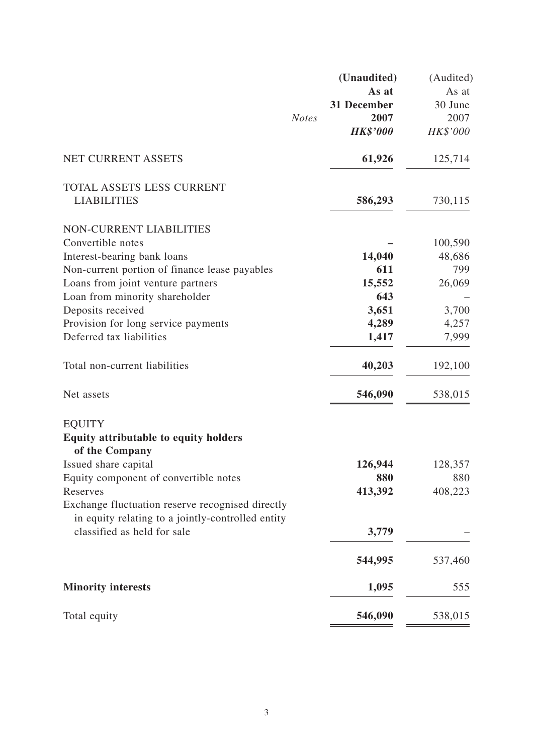| | *Notes* | **(Unaudited)** **As at** **31 December** **2007** ***HK$'000*** | (Audited) As at 30 June 2007 *HK$'000* |
|---|---|---|---|
| NET CURRENT ASSETS | | **61,926** | 125,714 |
| TOTAL ASSETS LESS CURRENT LIABILITIES | | **586,293** | 730,115 |
| NON-CURRENT LIABILITIES | | | |
| Convertible notes | | **–** | 100,590 |
| Interest-bearing bank loans | | **14,040** | 48,686 |
| Non-current portion of finance lease payables | | **611** | 799 |
| Loans from joint venture partners | | **15,552** | 26,069 |
| Loan from minority shareholder | | **643** | – |
| Deposits received | | **3,651** | 3,700 |
| Provision for long service payments | | **4,289** | 4,257 |
| Deferred tax liabilities | | **1,417** | 7,999 |
| Total non-current liabilities | | **40,203** | 192,100 |
| Net assets | | **546,090** | 538,015 |
| EQUITY | | | |
| **Equity attributable to equity holders of the Company** | | | |
| Issued share capital | | **126,944** | 128,357 |
| Equity component of convertible notes | | **880** | 880 |
| Reserves | | **413,392** | 408,223 |
| Exchange fluctuation reserve recognised directly in equity relating to a jointly-controlled entity classified as held for sale | | **3,779** | – |
| | | **544,995** | 537,460 |
| **Minority interests** | | **1,095** | 555 |
| Total equity | | **546,090** | 538,015 |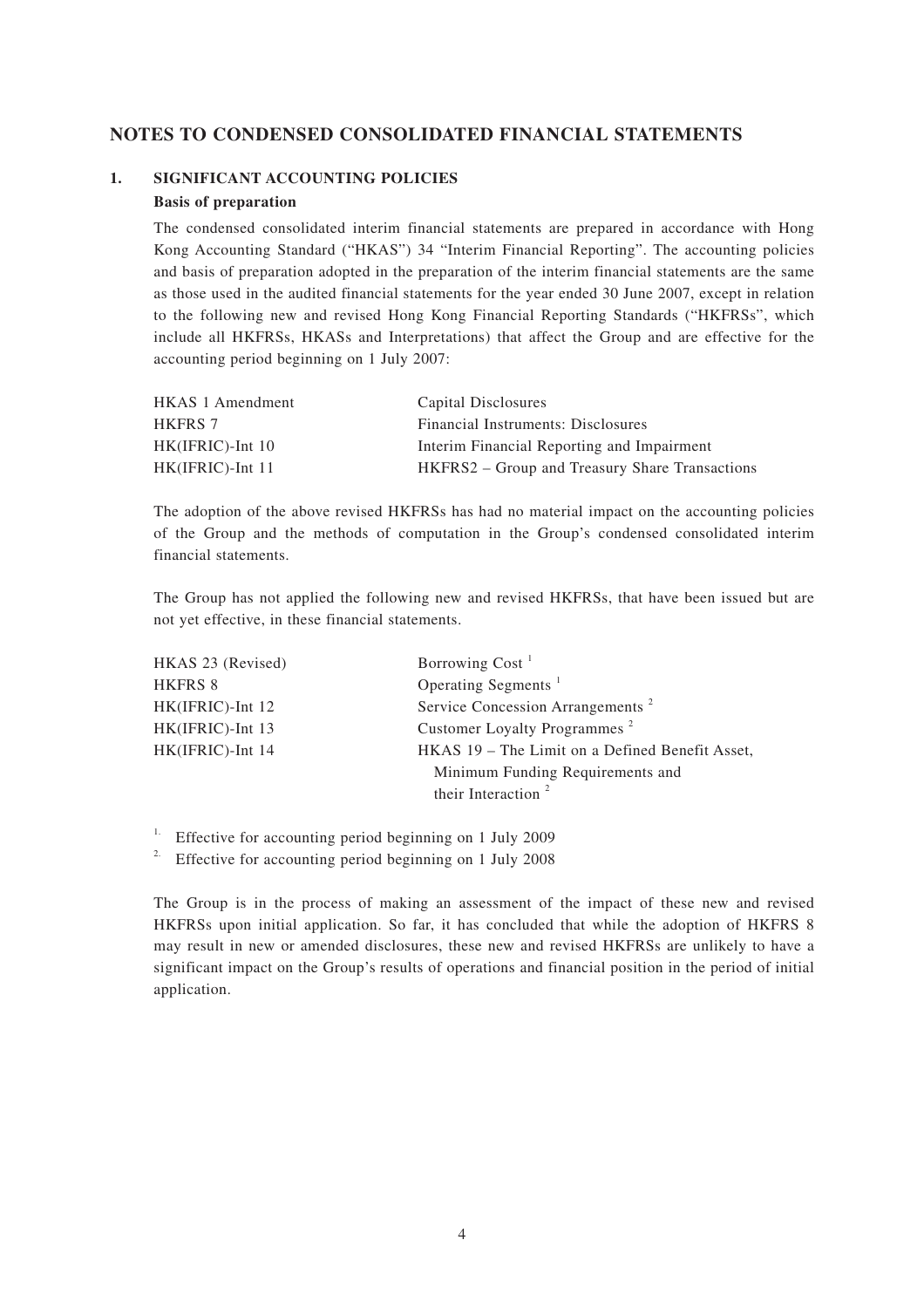# NOTES TO CONDENSED CONSOLIDATED FINANCIAL STATEMENTS

## 1. SIGNIFICANT ACCOUNTING POLICIES

**Basis of preparation**

The condensed consolidated interim financial statements are prepared in accordance with Hong Kong Accounting Standard ("HKAS") 34 "Interim Financial Reporting". The accounting policies and basis of preparation adopted in the preparation of the interim financial statements are the same as those used in the audited financial statements for the year ended 30 June 2007, except in relation to the following new and revised Hong Kong Financial Reporting Standards ("HKFRSs", which include all HKFRSs, HKASs and Interpretations) that affect the Group and are effective for the accounting period beginning on 1 July 2007:

| | |
|---|---|
| HKAS 1 Amendment | Capital Disclosures |
| HKFRS 7 | Financial Instruments: Disclosures |
| HK(IFRIC)-Int 10 | Interim Financial Reporting and Impairment |
| HK(IFRIC)-Int 11 | HKFRS2 – Group and Treasury Share Transactions |

The adoption of the above revised HKFRSs has had no material impact on the accounting policies of the Group and the methods of computation in the Group's condensed consolidated interim financial statements.

The Group has not applied the following new and revised HKFRSs, that have been issued but are not yet effective, in these financial statements.

| | |
|---|---|
| HKAS 23 (Revised) | Borrowing Cost [1] |
| HKFRS 8 | Operating Segments [1] |
| HK(IFRIC)-Int 12 | Service Concession Arrangements [2] |
| HK(IFRIC)-Int 13 | Customer Loyalty Programmes [2] |
| HK(IFRIC)-Int 14 | HKAS 19 – The Limit on a Defined Benefit Asset, Minimum Funding Requirements and their Interaction [2] |

1. Effective for accounting period beginning on 1 July 2009
2. Effective for accounting period beginning on 1 July 2008

The Group is in the process of making an assessment of the impact of these new and revised HKFRSs upon initial application. So far, it has concluded that while the adoption of HKFRS 8 may result in new or amended disclosures, these new and revised HKFRSs are unlikely to have a significant impact on the Group's results of operations and financial position in the period of initial application.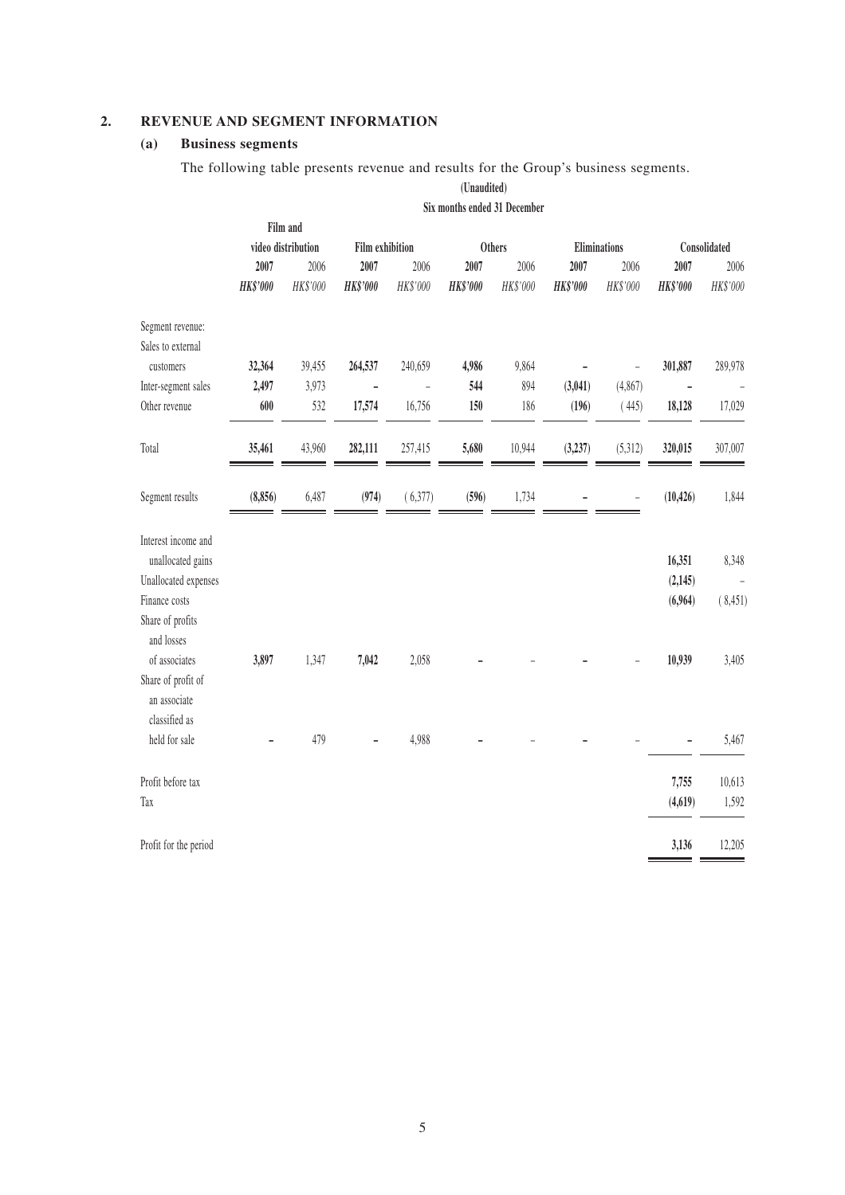## 2. REVENUE AND SEGMENT INFORMATION

### (a) Business segments

The following table presents revenue and results for the Group's business segments.

| | Film and video distribution | | Film exhibition | | Others | | Eliminations | | Consolidated | |
|---|---|---|---|---|---|---|---|---|---|---|
| | **(Unaudited) Six months ended 31 December** | | | | | | | | | |
| | **2007** | 2006 | **2007** | 2006 | **2007** | 2006 | **2007** | 2006 | **2007** | 2006 |
| | ***HK$'000*** | *HK$'000* | ***HK$'000*** | *HK$'000* | ***HK$'000*** | *HK$'000* | ***HK$'000*** | *HK$'000* | ***HK$'000*** | *HK$'000* |
| Segment revenue: | | | | | | | | | | |
| Sales to external customers | **32,364** | 39,455 | **264,537** | 240,659 | **4,986** | 9,864 | **–** | – | **301,887** | 289,978 |
| Inter-segment sales | **2,497** | 3,973 | **–** | – | **544** | 894 | **(3,041)** | (4,867) | **–** | – |
| Other revenue | **600** | 532 | **17,574** | 16,756 | **150** | 186 | **(196)** | (445) | **18,128** | 17,029 |
| Total | **35,461** | 43,960 | **282,111** | 257,415 | **5,680** | 10,944 | **(3,237)** | (5,312) | **320,015** | 307,007 |
| Segment results | **(8,856)** | 6,487 | **(974)** | (6,377) | **(596)** | 1,734 | **–** | – | **(10,426)** | 1,844 |
| Interest income and unallocated gains | | | | | | | | | **16,351** | 8,348 |
| Unallocated expenses | | | | | | | | | **(2,145)** | – |
| Finance costs | | | | | | | | | **(6,964)** | (8,451) |
| Share of profits and losses of associates | **3,897** | 1,347 | **7,042** | 2,058 | **–** | – | **–** | – | **10,939** | 3,405 |
| Share of profit of an associate classified as held for sale | **–** | 479 | **–** | 4,988 | **–** | – | **–** | – | **–** | 5,467 |
| Profit before tax | | | | | | | | | **7,755** | 10,613 |
| Tax | | | | | | | | | **(4,619)** | 1,592 |
| Profit for the period | | | | | | | | | **3,136** | 12,205 |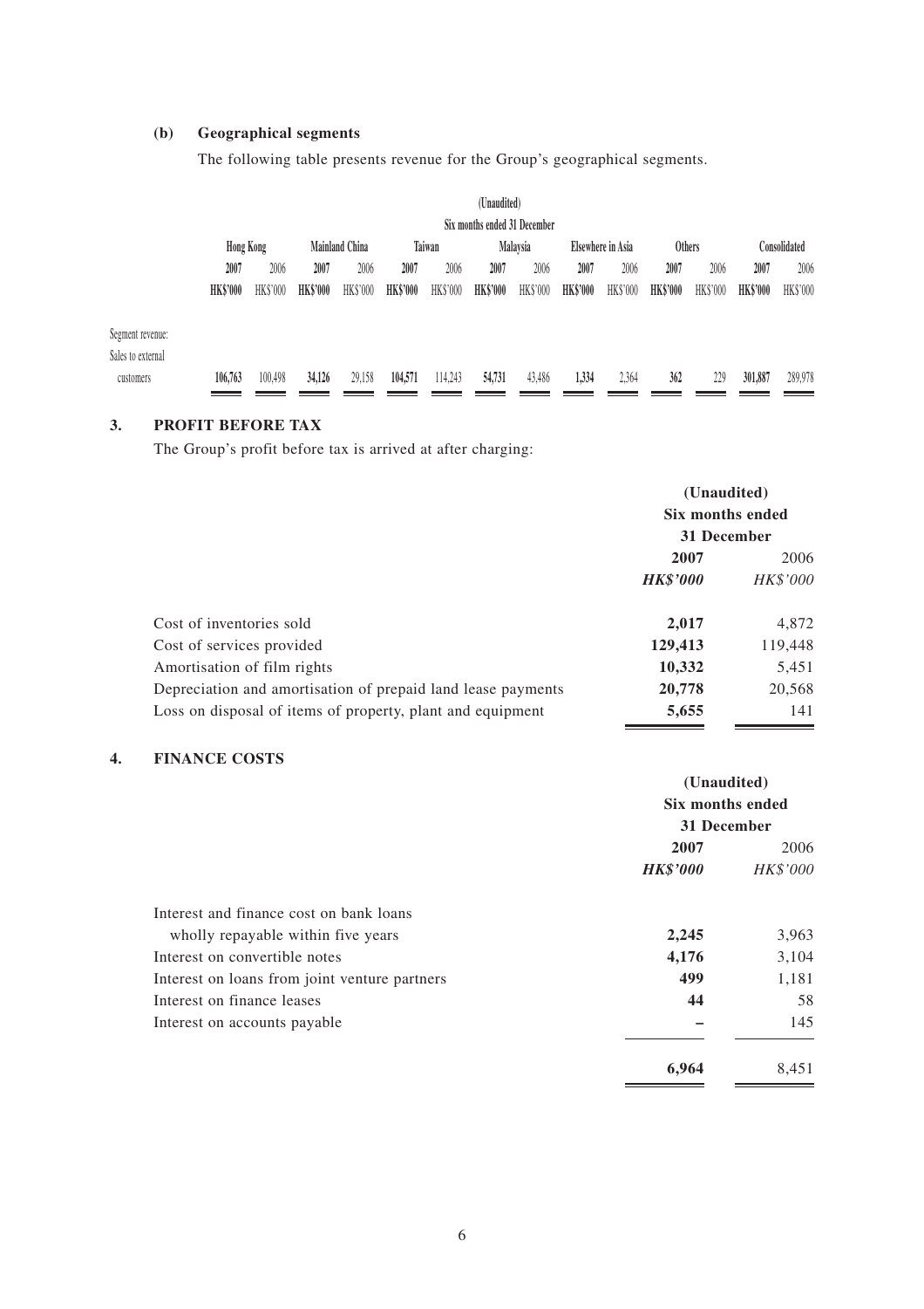**(b) Geographical segments**

The following table presents revenue for the Group's geographical segments.

| | (Unaudited) Six months ended 31 December | | | | | | | | | | | | | |
|---|---|---|---|---|---|---|---|---|---|---|---|---|---|---|
| | Hong Kong | | Mainland China | | Taiwan | | Malaysia | | Elsewhere in Asia | | Others | | Consolidated | |
| | **2007** | 2006 | **2007** | 2006 | **2007** | 2006 | **2007** | 2006 | **2007** | 2006 | **2007** | 2006 | **2007** | 2006 |
| | **HK$'000** | HK$'000 | **HK$'000** | HK$'000 | **HK$'000** | HK$'000 | **HK$'000** | HK$'000 | **HK$'000** | HK$'000 | **HK$'000** | HK$'000 | **HK$'000** | HK$'000 |
| Segment revenue: | | | | | | | | | | | | | | |
| Sales to external customers | **106,763** | 100,498 | **34,126** | 29,158 | **104,571** | 114,243 | **54,731** | 43,486 | **1,334** | 2,364 | **362** | 229 | **301,887** | 289,978 |

## 3. PROFIT BEFORE TAX

The Group's profit before tax is arrived at after charging:

| | (Unaudited) Six months ended 31 December | |
|---|---|---|
| | **2007** | 2006 |
| | ***HK$'000*** | *HK$'000* |
| Cost of inventories sold | **2,017** | 4,872 |
| Cost of services provided | **129,413** | 119,448 |
| Amortisation of film rights | **10,332** | 5,451 |
| Depreciation and amortisation of prepaid land lease payments | **20,778** | 20,568 |
| Loss on disposal of items of property, plant and equipment | **5,655** | 141 |

## 4. FINANCE COSTS

| | (Unaudited) Six months ended 31 December | |
|---|---|---|
| | **2007** | 2006 |
| | ***HK$'000*** | *HK$'000* |
| Interest and finance cost on bank loans wholly repayable within five years | **2,245** | 3,963 |
| Interest on convertible notes | **4,176** | 3,104 |
| Interest on loans from joint venture partners | **499** | 1,181 |
| Interest on finance leases | **44** | 58 |
| Interest on accounts payable | **–** | 145 |
| | **6,964** | 8,451 |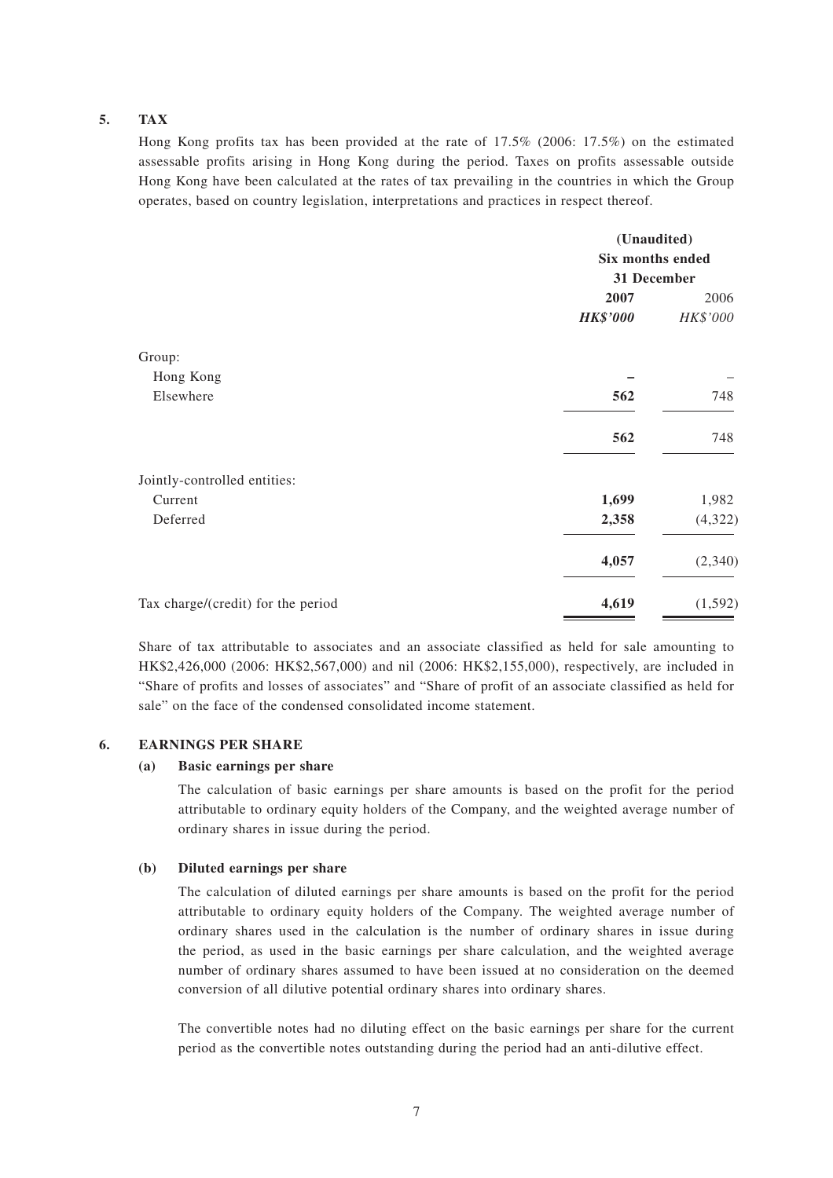**5. TAX**

Hong Kong profits tax has been provided at the rate of 17.5% (2006: 17.5%) on the estimated assessable profits arising in Hong Kong during the period. Taxes on profits assessable outside Hong Kong have been calculated at the rates of tax prevailing in the countries in which the Group operates, based on country legislation, interpretations and practices in respect thereof.

| | (Unaudited) Six months ended 31 December | |
|---|---|---|
| | **2007** | 2006 |
| | ***HK$'000*** | *HK$'000* |
| Group: | | |
| Hong Kong | **–** | – |
| Elsewhere | **562** | 748 |
| | **562** | 748 |
| Jointly-controlled entities: | | |
| Current | **1,699** | 1,982 |
| Deferred | **2,358** | (4,322) |
| | **4,057** | (2,340) |
| Tax charge/(credit) for the period | **4,619** | (1,592) |

Share of tax attributable to associates and an associate classified as held for sale amounting to HK$2,426,000 (2006: HK$2,567,000) and nil (2006: HK$2,155,000), respectively, are included in "Share of profits and losses of associates" and "Share of profit of an associate classified as held for sale" on the face of the condensed consolidated income statement.

**6. EARNINGS PER SHARE**

**(a) Basic earnings per share**

The calculation of basic earnings per share amounts is based on the profit for the period attributable to ordinary equity holders of the Company, and the weighted average number of ordinary shares in issue during the period.

**(b) Diluted earnings per share**

The calculation of diluted earnings per share amounts is based on the profit for the period attributable to ordinary equity holders of the Company. The weighted average number of ordinary shares used in the calculation is the number of ordinary shares in issue during the period, as used in the basic earnings per share calculation, and the weighted average number of ordinary shares assumed to have been issued at no consideration on the deemed conversion of all dilutive potential ordinary shares into ordinary shares.

The convertible notes had no diluting effect on the basic earnings per share for the current period as the convertible notes outstanding during the period had an anti-dilutive effect.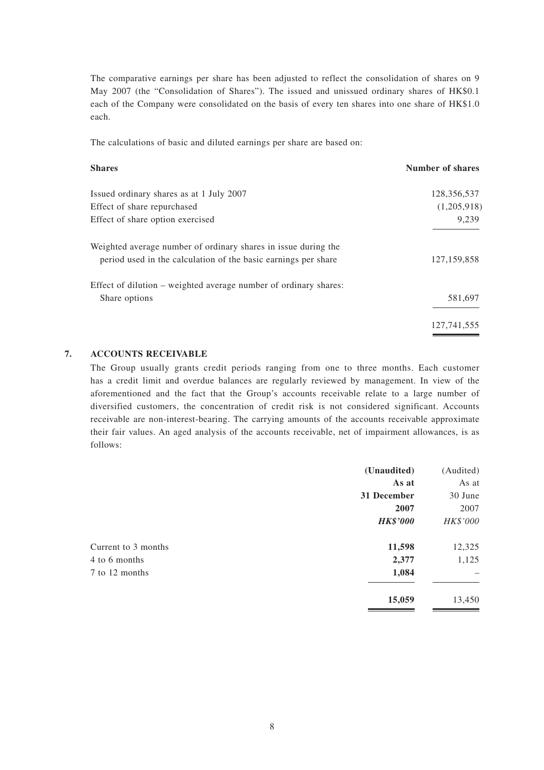The comparative earnings per share has been adjusted to reflect the consolidation of shares on 9 May 2007 (the "Consolidation of Shares"). The issued and unissued ordinary shares of HK$0.1 each of the Company were consolidated on the basis of every ten shares into one share of HK$1.0 each.

The calculations of basic and diluted earnings per share are based on:

| **Shares** | **Number of shares** |
|---|---|
| Issued ordinary shares as at 1 July 2007 | 128,356,537 |
| Effect of share repurchased | (1,205,918) |
| Effect of share option exercised | 9,239 |
| Weighted average number of ordinary shares in issue during the period used in the calculation of the basic earnings per share | 127,159,858 |
| Effect of dilution – weighted average number of ordinary shares: | |
| Share options | 581,697 |
| | 127,741,555 |

## 7. ACCOUNTS RECEIVABLE

The Group usually grants credit periods ranging from one to three months. Each customer has a credit limit and overdue balances are regularly reviewed by management. In view of the aforementioned and the fact that the Group's accounts receivable relate to a large number of diversified customers, the concentration of credit risk is not considered significant. Accounts receivable are non-interest-bearing. The carrying amounts of the accounts receivable approximate their fair values. An aged analysis of the accounts receivable, net of impairment allowances, is as follows:

| | **(Unaudited) As at 31 December 2007** ***HK$'000*** | (Audited) As at 30 June 2007 *HK$'000* |
|---|---|---|
| Current to 3 months | **11,598** | 12,325 |
| 4 to 6 months | **2,377** | 1,125 |
| 7 to 12 months | **1,084** | – |
| | **15,059** | 13,450 |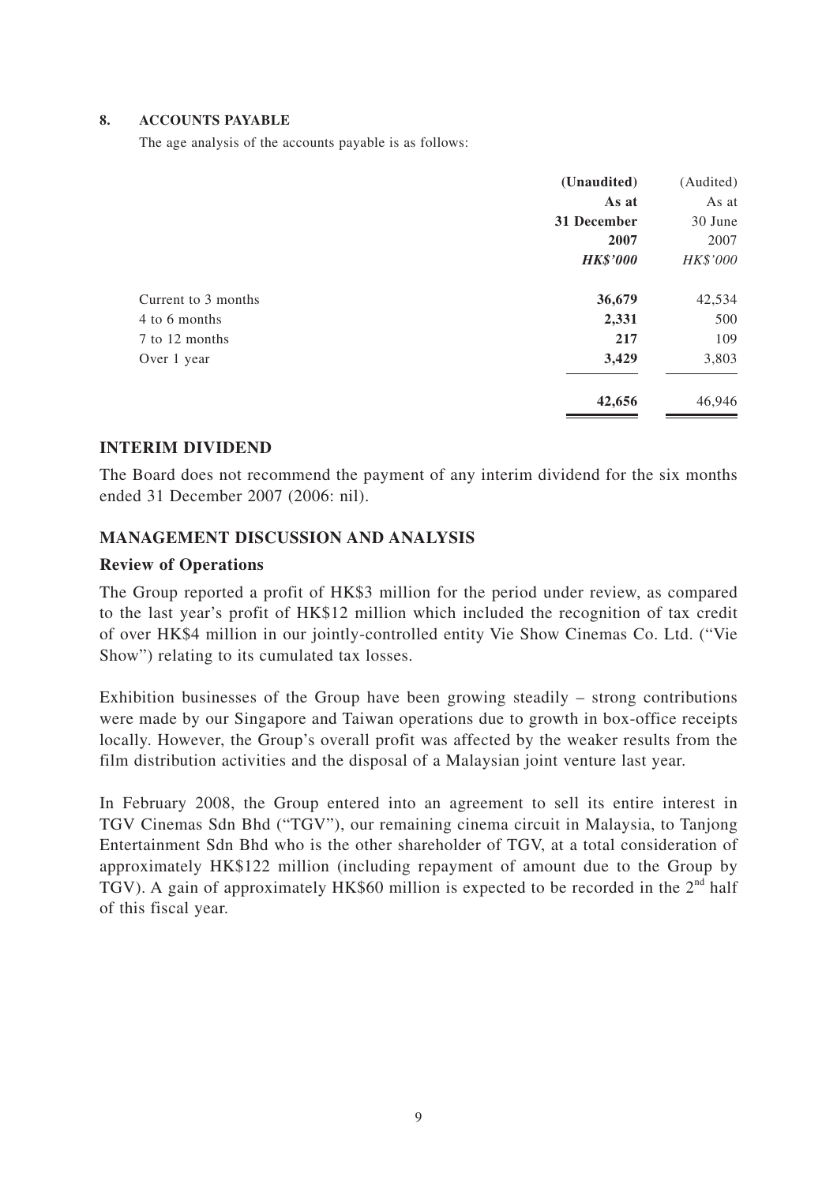**8. ACCOUNTS PAYABLE**

The age analysis of the accounts payable is as follows:

| | **(Unaudited)** | (Audited) |
|---|---|---|
| | **As at** | As at |
| | **31 December** | 30 June |
| | **2007** | 2007 |
| | ***HK$'000*** | *HK$'000* |
| Current to 3 months | **36,679** | 42,534 |
| 4 to 6 months | **2,331** | 500 |
| 7 to 12 months | **217** | 109 |
| Over 1 year | **3,429** | 3,803 |
| | **42,656** | 46,946 |

## INTERIM DIVIDEND

The Board does not recommend the payment of any interim dividend for the six months ended 31 December 2007 (2006: nil).

## MANAGEMENT DISCUSSION AND ANALYSIS

### Review of Operations

The Group reported a profit of HK$3 million for the period under review, as compared to the last year's profit of HK$12 million which included the recognition of tax credit of over HK$4 million in our jointly-controlled entity Vie Show Cinemas Co. Ltd. ("Vie Show") relating to its cumulated tax losses.

Exhibition businesses of the Group have been growing steadily – strong contributions were made by our Singapore and Taiwan operations due to growth in box-office receipts locally. However, the Group's overall profit was affected by the weaker results from the film distribution activities and the disposal of a Malaysian joint venture last year.

In February 2008, the Group entered into an agreement to sell its entire interest in TGV Cinemas Sdn Bhd ("TGV"), our remaining cinema circuit in Malaysia, to Tanjong Entertainment Sdn Bhd who is the other shareholder of TGV, at a total consideration of approximately HK$122 million (including repayment of amount due to the Group by TGV). A gain of approximately HK$60 million is expected to be recorded in the 2nd half of this fiscal year.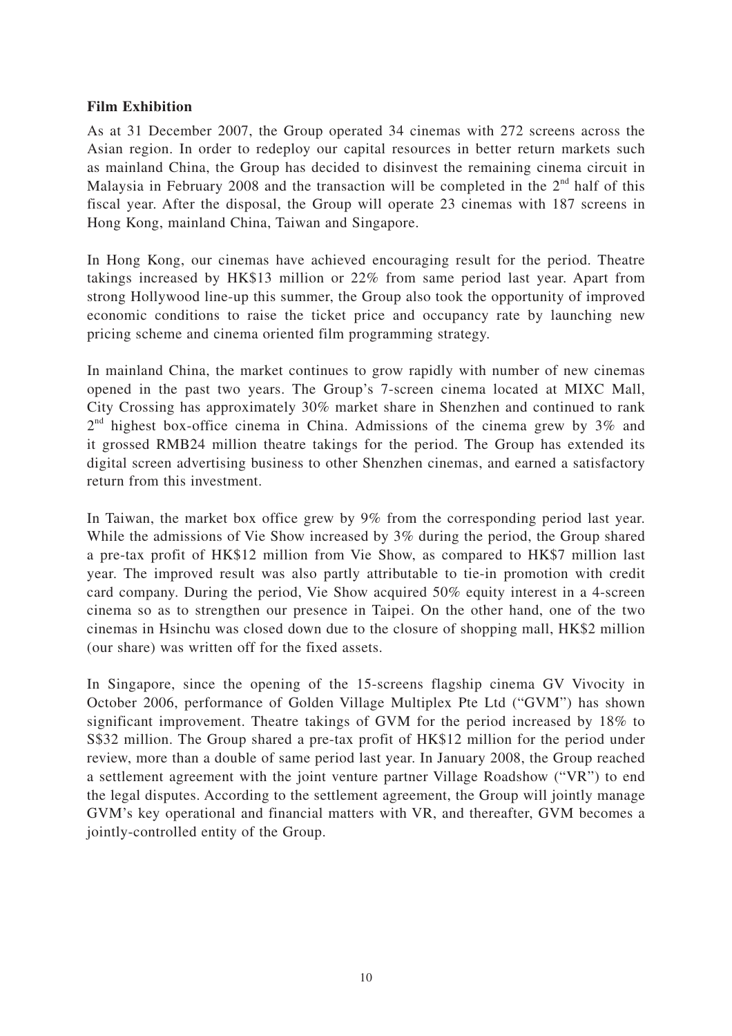**Film Exhibition**

As at 31 December 2007, the Group operated 34 cinemas with 272 screens across the Asian region. In order to redeploy our capital resources in better return markets such as mainland China, the Group has decided to disinvest the remaining cinema circuit in Malaysia in February 2008 and the transaction will be completed in the 2nd half of this fiscal year. After the disposal, the Group will operate 23 cinemas with 187 screens in Hong Kong, mainland China, Taiwan and Singapore.

In Hong Kong, our cinemas have achieved encouraging result for the period. Theatre takings increased by HK$13 million or 22% from same period last year. Apart from strong Hollywood line-up this summer, the Group also took the opportunity of improved economic conditions to raise the ticket price and occupancy rate by launching new pricing scheme and cinema oriented film programming strategy.

In mainland China, the market continues to grow rapidly with number of new cinemas opened in the past two years. The Group's 7-screen cinema located at MIXC Mall, City Crossing has approximately 30% market share in Shenzhen and continued to rank 2nd highest box-office cinema in China. Admissions of the cinema grew by 3% and it grossed RMB24 million theatre takings for the period. The Group has extended its digital screen advertising business to other Shenzhen cinemas, and earned a satisfactory return from this investment.

In Taiwan, the market box office grew by 9% from the corresponding period last year. While the admissions of Vie Show increased by 3% during the period, the Group shared a pre-tax profit of HK$12 million from Vie Show, as compared to HK$7 million last year. The improved result was also partly attributable to tie-in promotion with credit card company. During the period, Vie Show acquired 50% equity interest in a 4-screen cinema so as to strengthen our presence in Taipei. On the other hand, one of the two cinemas in Hsinchu was closed down due to the closure of shopping mall, HK$2 million (our share) was written off for the fixed assets.

In Singapore, since the opening of the 15-screens flagship cinema GV Vivocity in October 2006, performance of Golden Village Multiplex Pte Ltd ("GVM") has shown significant improvement. Theatre takings of GVM for the period increased by 18% to S$32 million. The Group shared a pre-tax profit of HK$12 million for the period under review, more than a double of same period last year. In January 2008, the Group reached a settlement agreement with the joint venture partner Village Roadshow ("VR") to end the legal disputes. According to the settlement agreement, the Group will jointly manage GVM's key operational and financial matters with VR, and thereafter, GVM becomes a jointly-controlled entity of the Group.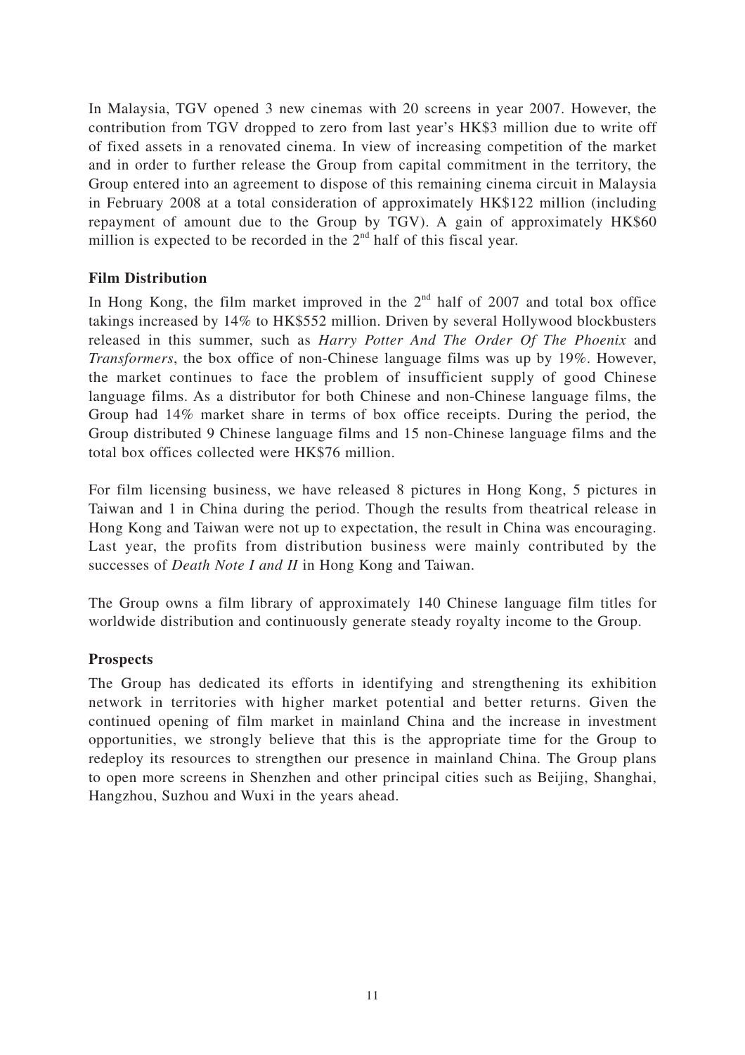In Malaysia, TGV opened 3 new cinemas with 20 screens in year 2007. However, the contribution from TGV dropped to zero from last year's HK$3 million due to write off of fixed assets in a renovated cinema. In view of increasing competition of the market and in order to further release the Group from capital commitment in the territory, the Group entered into an agreement to dispose of this remaining cinema circuit in Malaysia in February 2008 at a total consideration of approximately HK$122 million (including repayment of amount due to the Group by TGV). A gain of approximately HK$60 million is expected to be recorded in the 2nd half of this fiscal year.

**Film Distribution**

In Hong Kong, the film market improved in the 2nd half of 2007 and total box office takings increased by 14% to HK$552 million. Driven by several Hollywood blockbusters released in this summer, such as *Harry Potter And The Order Of The Phoenix* and *Transformers*, the box office of non-Chinese language films was up by 19%. However, the market continues to face the problem of insufficient supply of good Chinese language films. As a distributor for both Chinese and non-Chinese language films, the Group had 14% market share in terms of box office receipts. During the period, the Group distributed 9 Chinese language films and 15 non-Chinese language films and the total box offices collected were HK$76 million.

For film licensing business, we have released 8 pictures in Hong Kong, 5 pictures in Taiwan and 1 in China during the period. Though the results from theatrical release in Hong Kong and Taiwan were not up to expectation, the result in China was encouraging. Last year, the profits from distribution business were mainly contributed by the successes of *Death Note I and II* in Hong Kong and Taiwan.

The Group owns a film library of approximately 140 Chinese language film titles for worldwide distribution and continuously generate steady royalty income to the Group.

**Prospects**

The Group has dedicated its efforts in identifying and strengthening its exhibition network in territories with higher market potential and better returns. Given the continued opening of film market in mainland China and the increase in investment opportunities, we strongly believe that this is the appropriate time for the Group to redeploy its resources to strengthen our presence in mainland China. The Group plans to open more screens in Shenzhen and other principal cities such as Beijing, Shanghai, Hangzhou, Suzhou and Wuxi in the years ahead.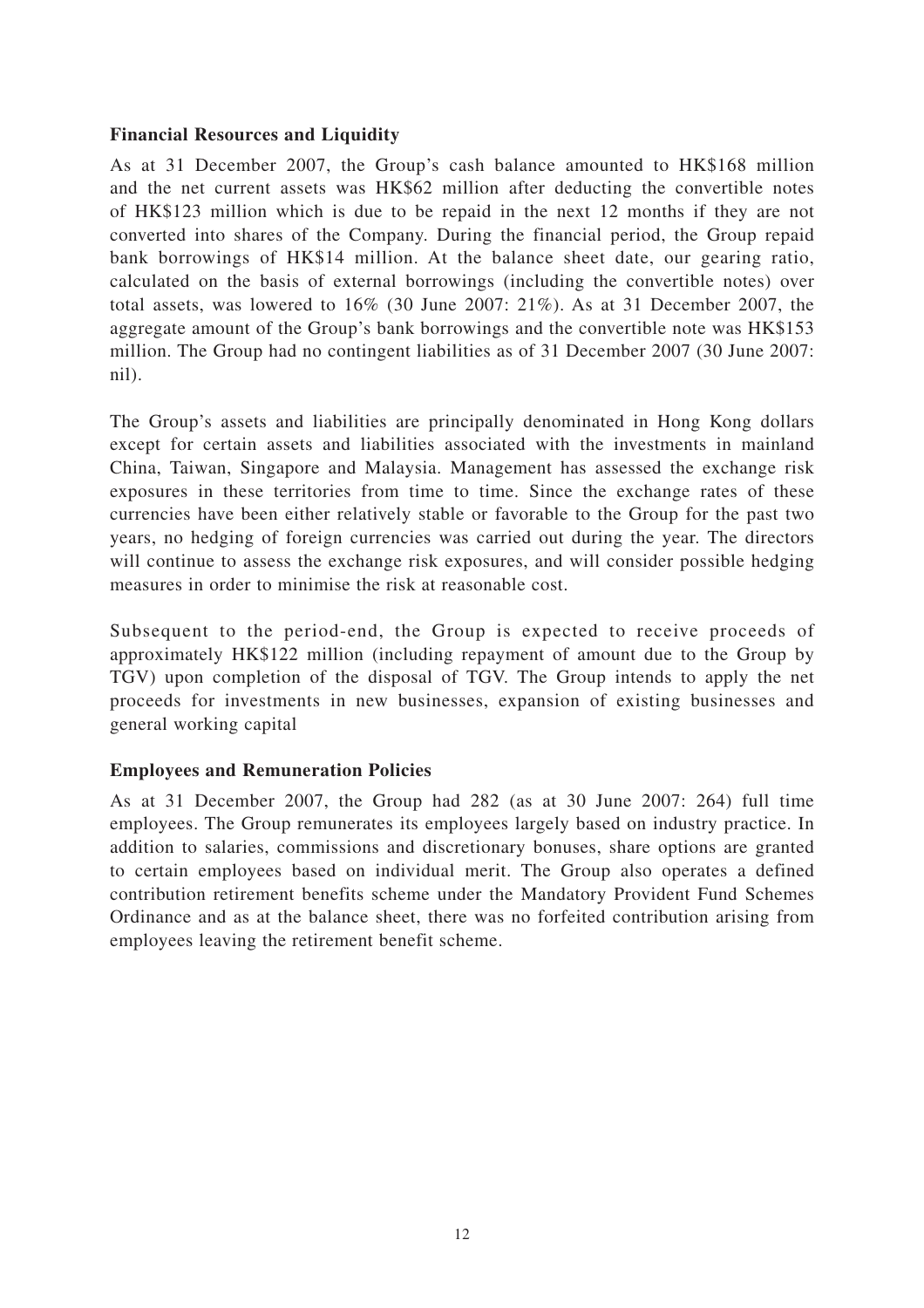**Financial Resources and Liquidity**

As at 31 December 2007, the Group's cash balance amounted to HK$168 million and the net current assets was HK$62 million after deducting the convertible notes of HK$123 million which is due to be repaid in the next 12 months if they are not converted into shares of the Company. During the financial period, the Group repaid bank borrowings of HK$14 million. At the balance sheet date, our gearing ratio, calculated on the basis of external borrowings (including the convertible notes) over total assets, was lowered to 16% (30 June 2007: 21%). As at 31 December 2007, the aggregate amount of the Group's bank borrowings and the convertible note was HK$153 million. The Group had no contingent liabilities as of 31 December 2007 (30 June 2007: nil).

The Group's assets and liabilities are principally denominated in Hong Kong dollars except for certain assets and liabilities associated with the investments in mainland China, Taiwan, Singapore and Malaysia. Management has assessed the exchange risk exposures in these territories from time to time. Since the exchange rates of these currencies have been either relatively stable or favorable to the Group for the past two years, no hedging of foreign currencies was carried out during the year. The directors will continue to assess the exchange risk exposures, and will consider possible hedging measures in order to minimise the risk at reasonable cost.

Subsequent to the period-end, the Group is expected to receive proceeds of approximately HK$122 million (including repayment of amount due to the Group by TGV) upon completion of the disposal of TGV. The Group intends to apply the net proceeds for investments in new businesses, expansion of existing businesses and general working capital

**Employees and Remuneration Policies**

As at 31 December 2007, the Group had 282 (as at 30 June 2007: 264) full time employees. The Group remunerates its employees largely based on industry practice. In addition to salaries, commissions and discretionary bonuses, share options are granted to certain employees based on individual merit. The Group also operates a defined contribution retirement benefits scheme under the Mandatory Provident Fund Schemes Ordinance and as at the balance sheet, there was no forfeited contribution arising from employees leaving the retirement benefit scheme.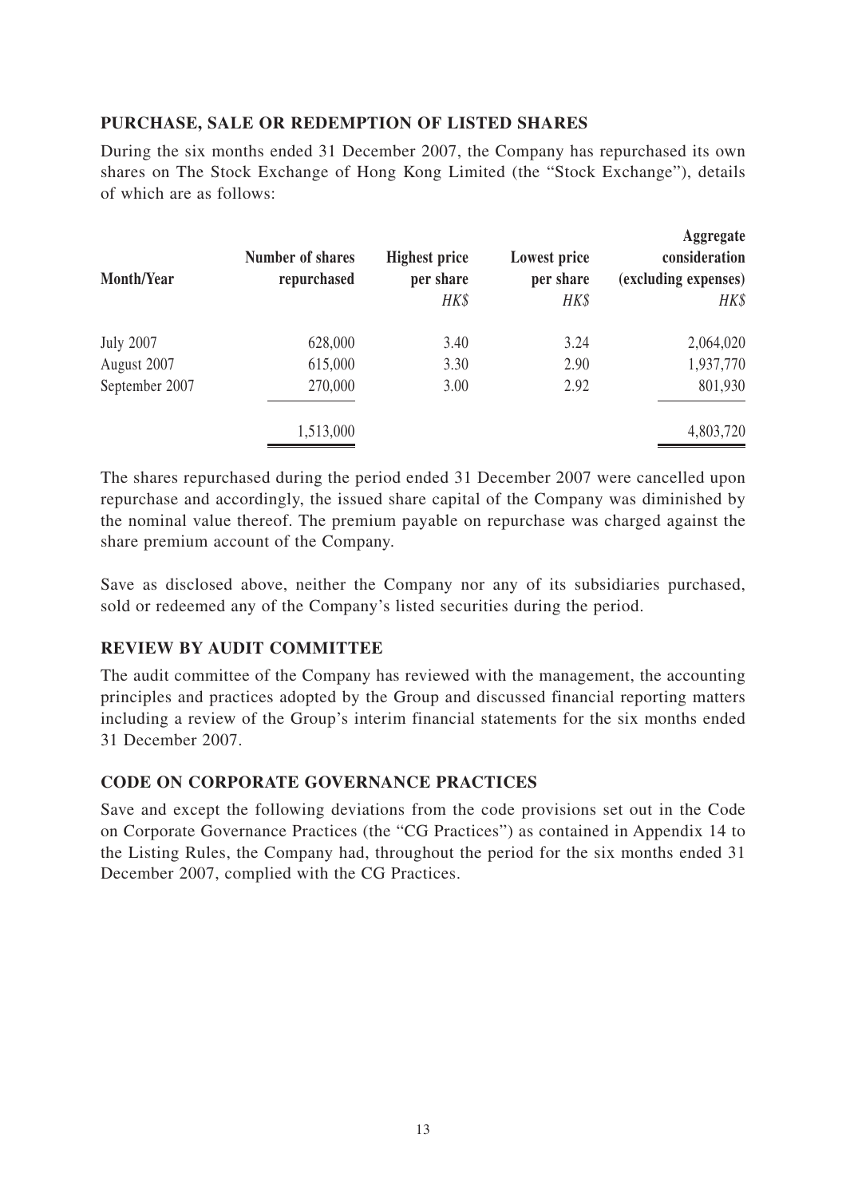## PURCHASE, SALE OR REDEMPTION OF LISTED SHARES

During the six months ended 31 December 2007, the Company has repurchased its own shares on The Stock Exchange of Hong Kong Limited (the "Stock Exchange"), details of which are as follows:

| Month/Year | Number of shares repurchased | Highest price per share | Lowest price per share | Aggregate consideration (excluding expenses) |
|---|---|---|---|---|
| | | *HK$* | *HK$* | *HK$* |
| July 2007 | 628,000 | 3.40 | 3.24 | 2,064,020 |
| August 2007 | 615,000 | 3.30 | 2.90 | 1,937,770 |
| September 2007 | 270,000 | 3.00 | 2.92 | 801,930 |
| | 1,513,000 | | | 4,803,720 |

The shares repurchased during the period ended 31 December 2007 were cancelled upon repurchase and accordingly, the issued share capital of the Company was diminished by the nominal value thereof. The premium payable on repurchase was charged against the share premium account of the Company.

Save as disclosed above, neither the Company nor any of its subsidiaries purchased, sold or redeemed any of the Company's listed securities during the period.

## REVIEW BY AUDIT COMMITTEE

The audit committee of the Company has reviewed with the management, the accounting principles and practices adopted by the Group and discussed financial reporting matters including a review of the Group's interim financial statements for the six months ended 31 December 2007.

## CODE ON CORPORATE GOVERNANCE PRACTICES

Save and except the following deviations from the code provisions set out in the Code on Corporate Governance Practices (the "CG Practices") as contained in Appendix 14 to the Listing Rules, the Company had, throughout the period for the six months ended 31 December 2007, complied with the CG Practices.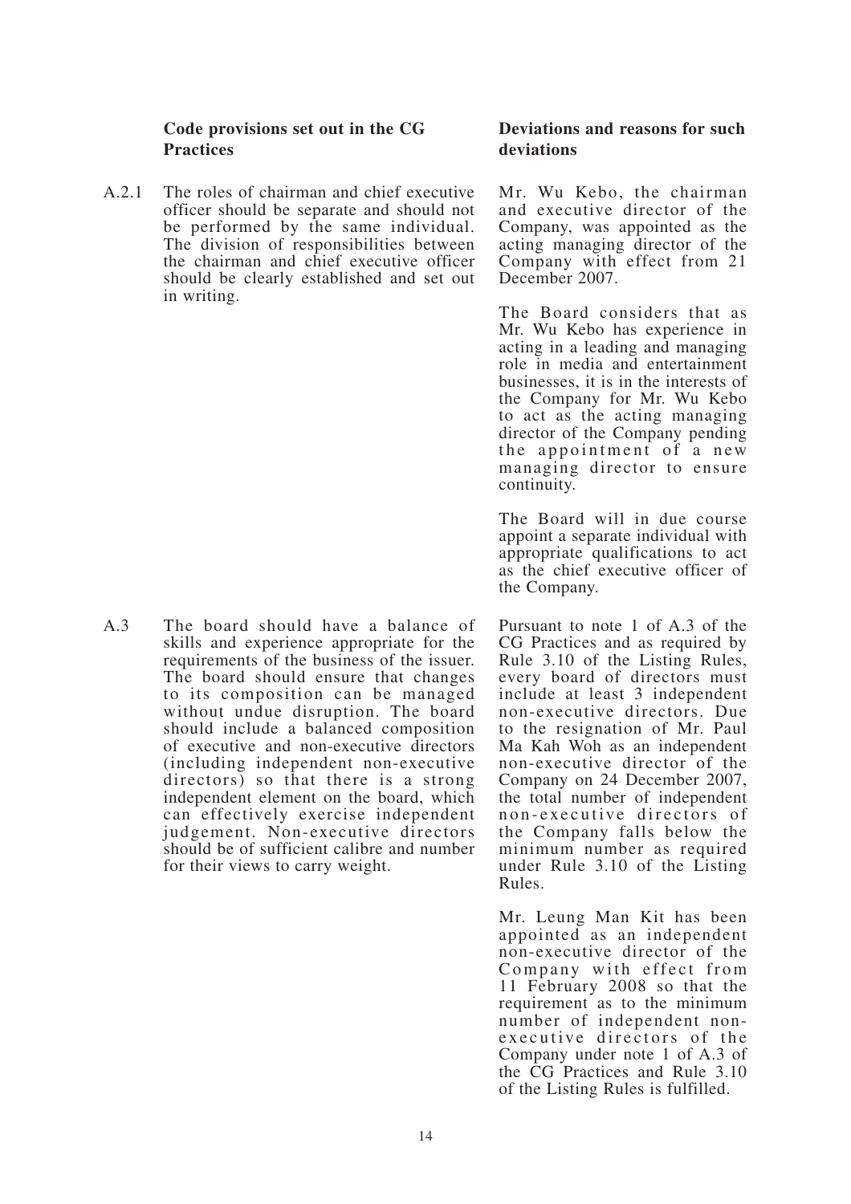| | Code provisions set out in the CG Practices | Deviations and reasons for such deviations |
|---|---|---|
| A.2.1 | The roles of chairman and chief executive officer should be separate and should not be performed by the same individual. The division of responsibilities between the chairman and chief executive officer should be clearly established and set out in writing. | Mr. Wu Kebo, the chairman and executive director of the Company, was appointed as the acting managing director of the Company with effect from 21 December 2007.<br><br>The Board considers that as Mr. Wu Kebo has experience in acting in a leading and managing role in media and entertainment businesses, it is in the interests of the Company for Mr. Wu Kebo to act as the acting managing director of the Company pending the appointment of a new managing director to ensure continuity.<br><br>The Board will in due course appoint a separate individual with appropriate qualifications to act as the chief executive officer of the Company. |
| A.3 | The board should have a balance of skills and experience appropriate for the requirements of the business of the issuer. The board should ensure that changes to its composition can be managed without undue disruption. The board should include a balanced composition of executive and non-executive directors (including independent non-executive directors) so that there is a strong independent element on the board, which can effectively exercise independent judgement. Non-executive directors should be of sufficient calibre and number for their views to carry weight. | Pursuant to note 1 of A.3 of the CG Practices and as required by Rule 3.10 of the Listing Rules, every board of directors must include at least 3 independent non-executive directors. Due to the resignation of Mr. Paul Ma Kah Woh as an independent non-executive director of the Company on 24 December 2007, the total number of independent non-executive directors of the Company falls below the minimum number as required under Rule 3.10 of the Listing Rules.<br><br>Mr. Leung Man Kit has been appointed as an independent non-executive director of the Company with effect from 11 February 2008 so that the requirement as to the minimum number of independent non-executive directors of the Company under note 1 of A.3 of the CG Practices and Rule 3.10 of the Listing Rules is fulfilled. |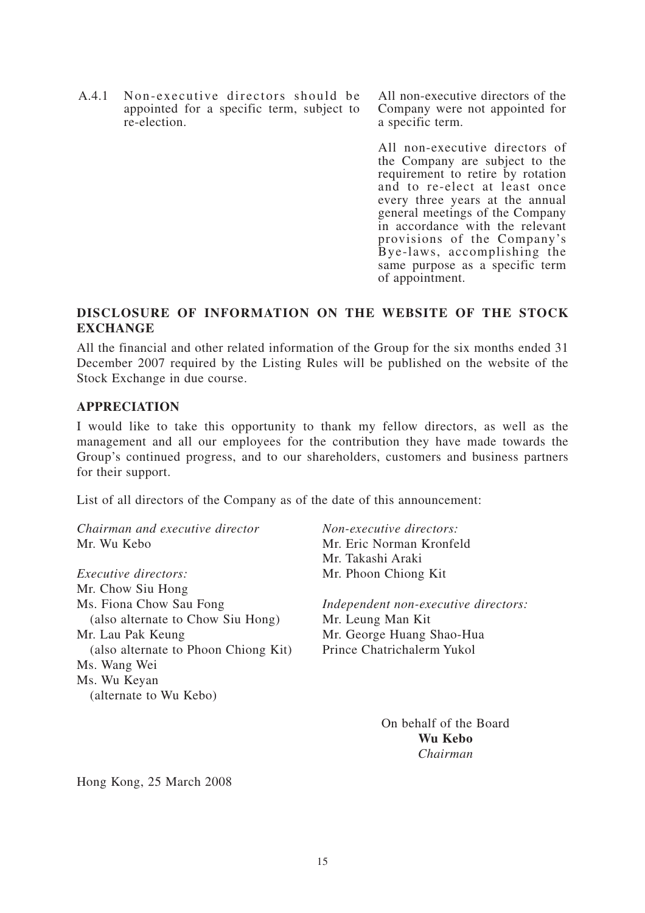| | | |
|---|---|---|
| A.4.1 | Non-executive directors should be appointed for a specific term, subject to re-election. | All non-executive directors of the Company were not appointed for a specific term.<br><br>All non-executive directors of the Company are subject to the requirement to retire by rotation and to re-elect at least once every three years at the annual general meetings of the Company in accordance with the relevant provisions of the Company's Bye-laws, accomplishing the same purpose as a specific term of appointment. |

## DISCLOSURE OF INFORMATION ON THE WEBSITE OF THE STOCK EXCHANGE

All the financial and other related information of the Group for the six months ended 31 December 2007 required by the Listing Rules will be published on the website of the Stock Exchange in due course.

## APPRECIATION

I would like to take this opportunity to thank my fellow directors, as well as the management and all our employees for the contribution they have made towards the Group's continued progress, and to our shareholders, customers and business partners for their support.

List of all directors of the Company as of the date of this announcement:

*Chairman and executive director*
Mr. Wu Kebo

*Executive directors:*
Mr. Chow Siu Hong
Ms. Fiona Chow Sau Fong
(also alternate to Chow Siu Hong)
Mr. Lau Pak Keung
(also alternate to Phoon Chiong Kit)
Ms. Wang Wei
Ms. Wu Keyan
(alternate to Wu Kebo)

*Non-executive directors:*
Mr. Eric Norman Kronfeld
Mr. Takashi Araki
Mr. Phoon Chiong Kit

*Independent non-executive directors:*
Mr. Leung Man Kit
Mr. George Huang Shao-Hua
Prince Chatrichalerm Yukol

On behalf of the Board
**Wu Kebo**
*Chairman*

Hong Kong, 25 March 2008